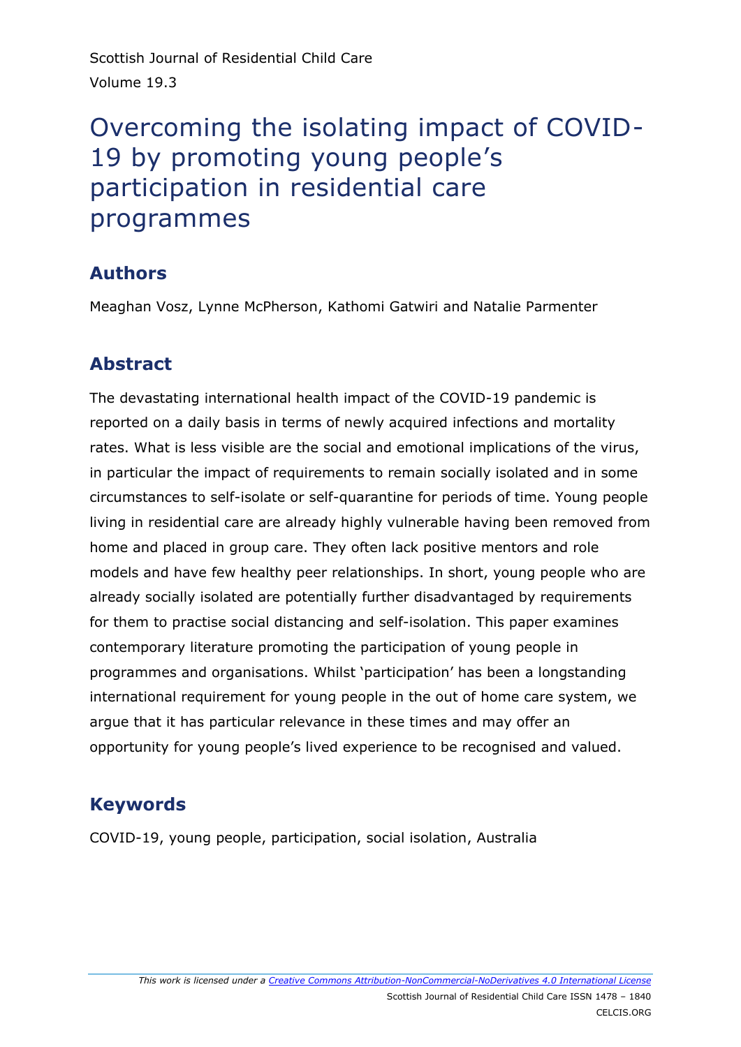# Overcoming the isolating impact of COVID-19 by promoting young people's participation in residential care programmes

## Authors

Meaghan Vosz, Lynne McPherson, Kathomi Gatwiri and Natalie Parmenter

## Abstract

The devastating international health impact of the COVID-19 pandemic is reported on a daily basis in terms of newly acquired infections and mortality rates. What is less visible are the social and emotional implications of the virus, in particular the impact of requirements to remain socially isolated and in some circumstances to self-isolate or self-quarantine for periods of time. Young people living in residential care are already highly vulnerable having been removed from home and placed in group care. They often lack positive mentors and role models and have few healthy peer relationships. In short, young people who are already socially isolated are potentially further disadvantaged by requirements for them to practise social distancing and self-isolation. This paper examines contemporary literature promoting the participation of young people in programmes and organisations. Whilst 'participation' has been a longstanding international requirement for young people in the out of home care system, we argue that it has particular relevance in these times and may offer an opportunity for young people's lived experience to be recognised and valued.

## Keywords

COVID-19, young people, participation, social isolation, Australia

*This work is licensed under a Creative Commons Attribution-NonCommercial-NoDerivatives 4.0 International License*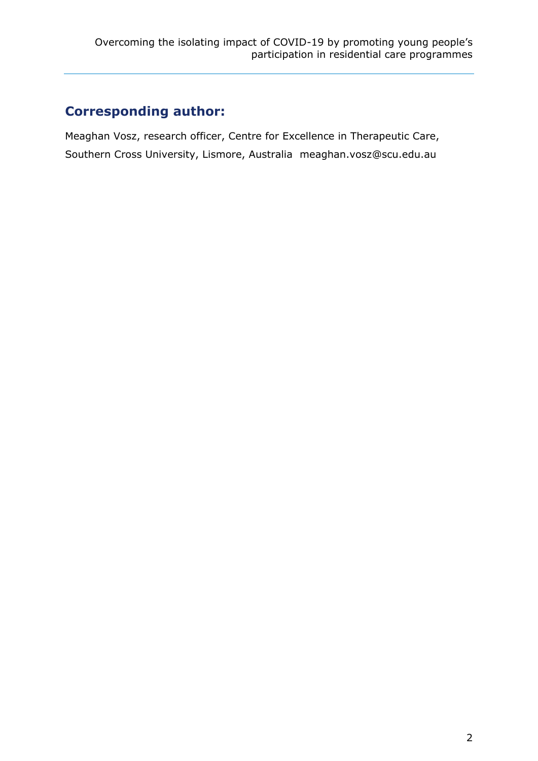## Corresponding author:

Meaghan Vosz, research officer, Centre for Excellence in Therapeutic Care, Southern Cross University, Lismore, Australia meaghan.vosz@scu.edu.au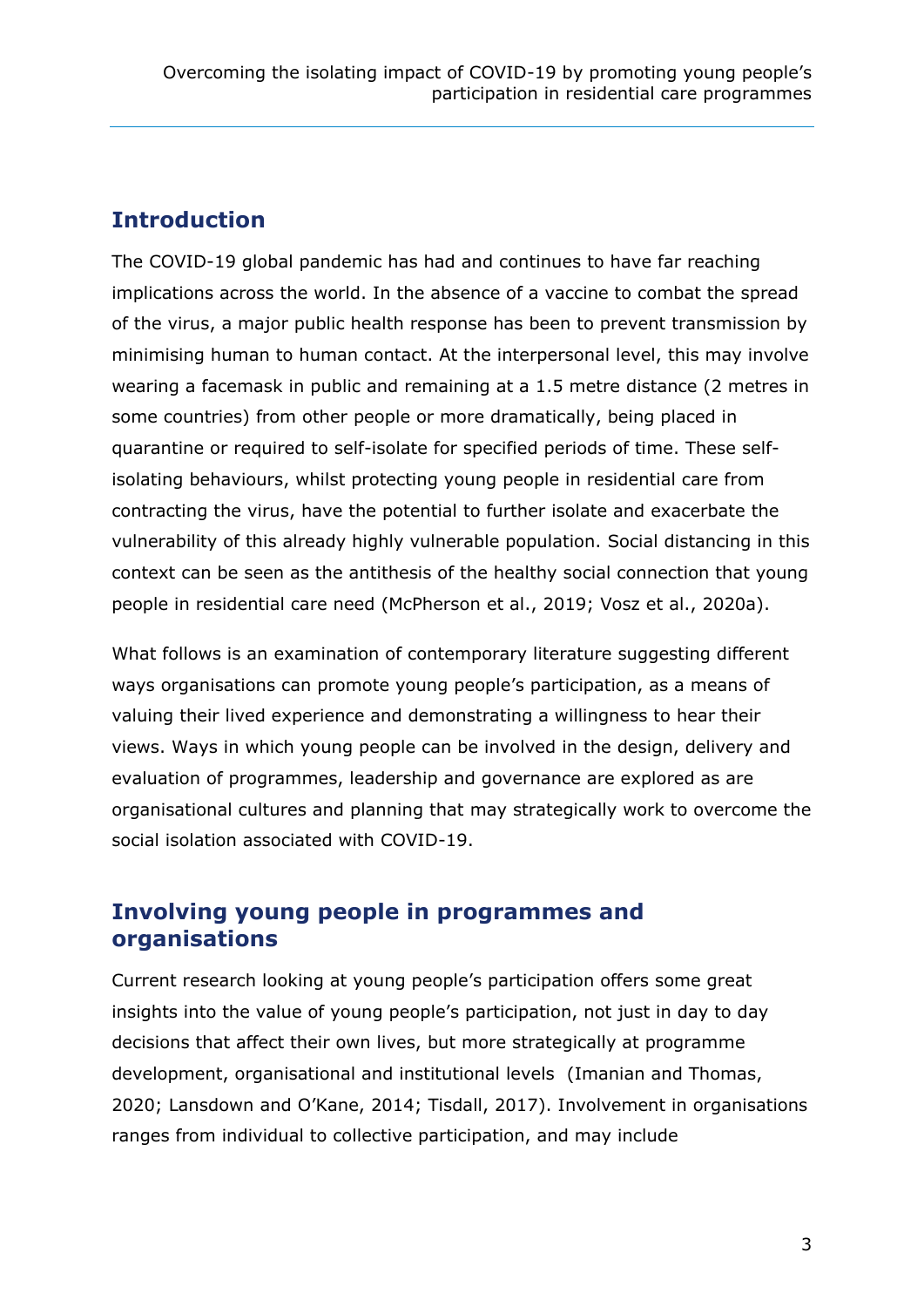## Introduction

The COVID-19 global pandemic has had and continues to have far reaching implications across the world. In the absence of a vaccine to combat the spread of the virus, a major public health response has been to prevent transmission by minimising human to human contact. At the interpersonal level, this may involve wearing a facemask in public and remaining at a 1.5 metre distance (2 metres in some countries) from other people or more dramatically, being placed in quarantine or required to self-isolate for specified periods of time. These self-isolating behaviours, whilst protecting young people in residential care from contracting the virus, have the potential to further isolate and exacerbate the vulnerability of this already highly vulnerable population. Social distancing in this context can be seen as the antithesis of the healthy social connection that young people in residential care need (McPherson et al., 2019; Vosz et al., 2020a).

What follows is an examination of contemporary literature suggesting different ways organisations can promote young people's participation, as a means of valuing their lived experience and demonstrating a willingness to hear their views. Ways in which young people can be involved in the design, delivery and evaluation of programmes, leadership and governance are explored as are organisational cultures and planning that may strategically work to overcome the social isolation associated with COVID-19.

## Involving young people in programmes and organisations

Current research looking at young people's participation offers some great insights into the value of young people's participation, not just in day to day decisions that affect their own lives, but more strategically at programme development, organisational and institutional levels (Imanian and Thomas, 2020; Lansdown and O'Kane, 2014; Tisdall, 2017). Involvement in organisations ranges from individual to collective participation, and may include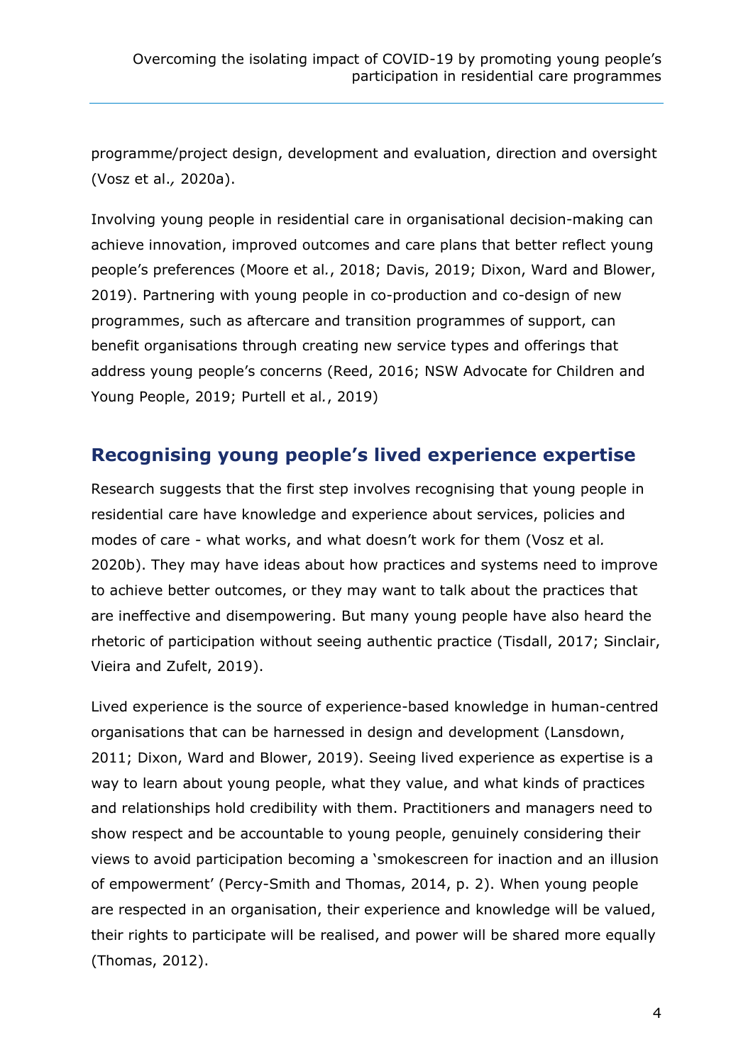programme/project design, development and evaluation, direction and oversight (Vosz et al*.,* 2020a).

Involving young people in residential care in organisational decision-making can achieve innovation, improved outcomes and care plans that better reflect young people's preferences (Moore et al*.*, 2018; Davis, 2019; Dixon, Ward and Blower, 2019). Partnering with young people in co-production and co-design of new programmes, such as aftercare and transition programmes of support, can benefit organisations through creating new service types and offerings that address young people's concerns (Reed, 2016; NSW Advocate for Children and Young People, 2019; Purtell et al*.*, 2019)

## Recognising young people's lived experience expertise

Research suggests that the first step involves recognising that young people in residential care have knowledge and experience about services, policies and modes of care - what works, and what doesn't work for them (Vosz et al*.* 2020b). They may have ideas about how practices and systems need to improve to achieve better outcomes, or they may want to talk about the practices that are ineffective and disempowering. But many young people have also heard the rhetoric of participation without seeing authentic practice (Tisdall, 2017; Sinclair, Vieira and Zufelt, 2019).

Lived experience is the source of experience-based knowledge in human-centred organisations that can be harnessed in design and development (Lansdown, 2011; Dixon, Ward and Blower, 2019). Seeing lived experience as expertise is a way to learn about young people, what they value, and what kinds of practices and relationships hold credibility with them. Practitioners and managers need to show respect and be accountable to young people, genuinely considering their views to avoid participation becoming a 'smokescreen for inaction and an illusion of empowerment' (Percy-Smith and Thomas, 2014, p. 2). When young people are respected in an organisation, their experience and knowledge will be valued, their rights to participate will be realised, and power will be shared more equally (Thomas, 2012).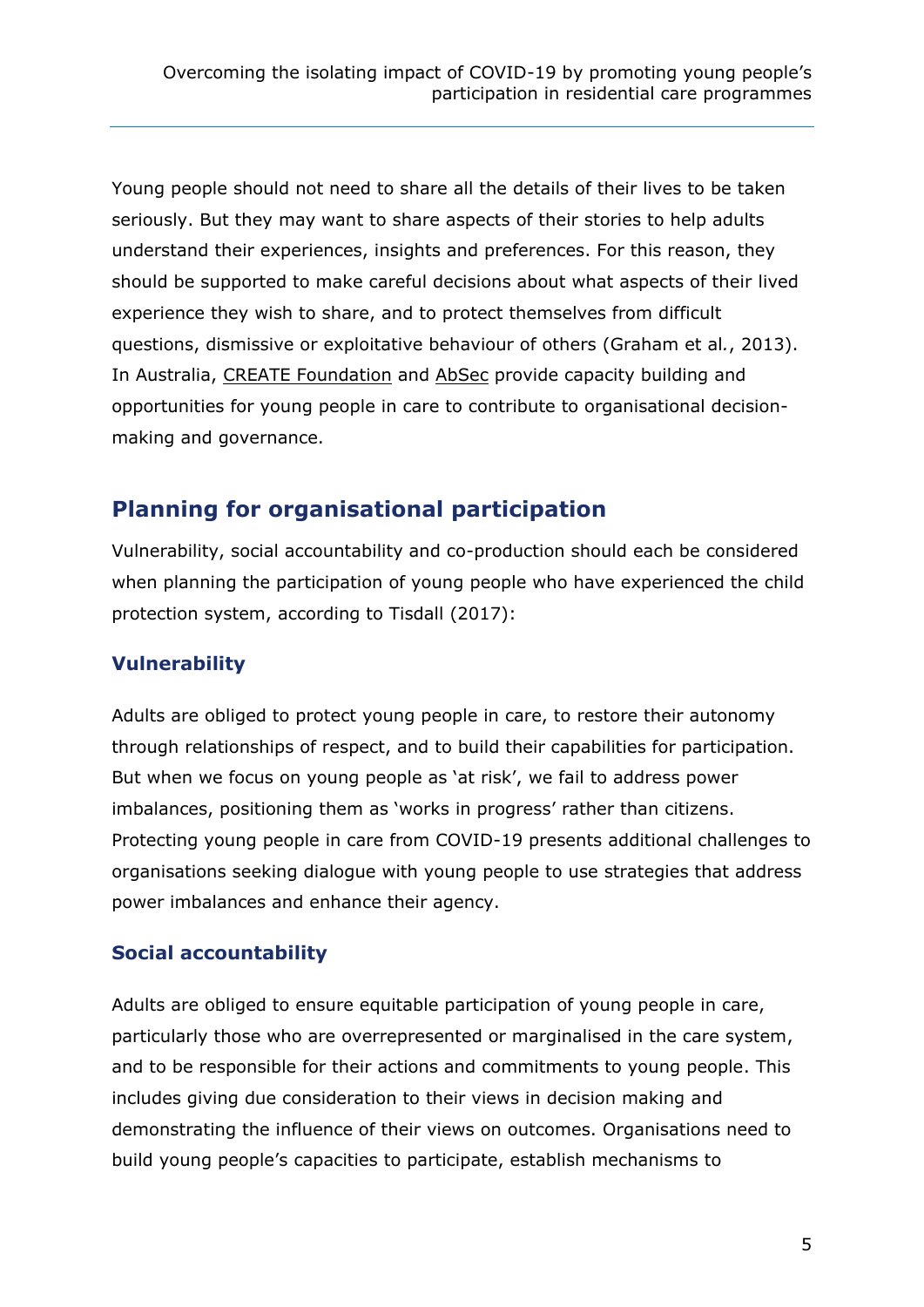Young people should not need to share all the details of their lives to be taken seriously. But they may want to share aspects of their stories to help adults understand their experiences, insights and preferences. For this reason, they should be supported to make careful decisions about what aspects of their lived experience they wish to share, and to protect themselves from difficult questions, dismissive or exploitative behaviour of others (Graham et al., 2013). In Australia, CREATE Foundation and AbSec provide capacity building and opportunities for young people in care to contribute to organisational decision-making and governance.

## Planning for organisational participation

Vulnerability, social accountability and co-production should each be considered when planning the participation of young people who have experienced the child protection system, according to Tisdall (2017):

### Vulnerability

Adults are obliged to protect young people in care, to restore their autonomy through relationships of respect, and to build their capabilities for participation. But when we focus on young people as 'at risk', we fail to address power imbalances, positioning them as 'works in progress' rather than citizens. Protecting young people in care from COVID-19 presents additional challenges to organisations seeking dialogue with young people to use strategies that address power imbalances and enhance their agency.

### Social accountability

Adults are obliged to ensure equitable participation of young people in care, particularly those who are overrepresented or marginalised in the care system, and to be responsible for their actions and commitments to young people. This includes giving due consideration to their views in decision making and demonstrating the influence of their views on outcomes. Organisations need to build young people's capacities to participate, establish mechanisms to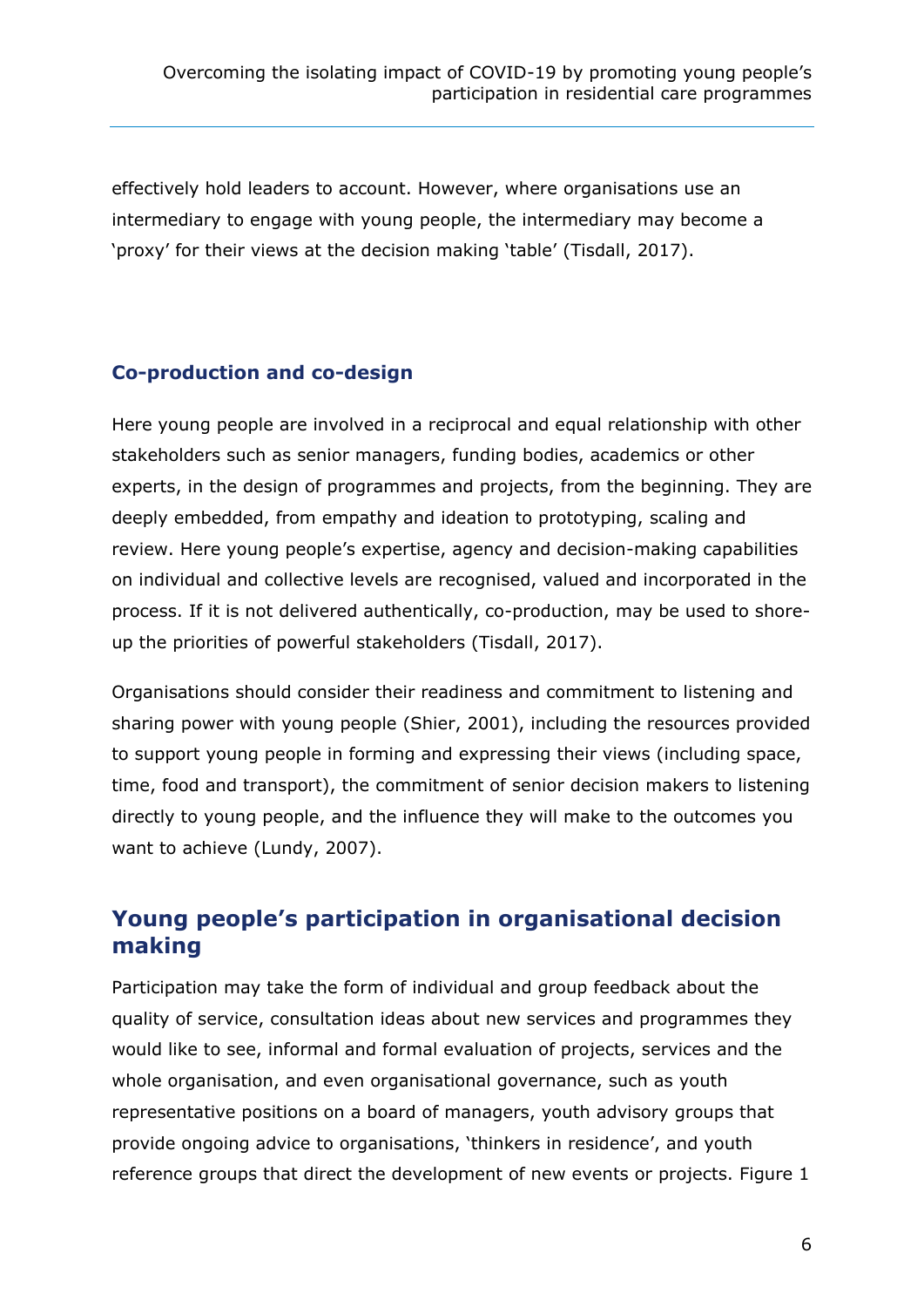effectively hold leaders to account. However, where organisations use an intermediary to engage with young people, the intermediary may become a 'proxy' for their views at the decision making 'table' (Tisdall, 2017).

### Co-production and co-design

Here young people are involved in a reciprocal and equal relationship with other stakeholders such as senior managers, funding bodies, academics or other experts, in the design of programmes and projects, from the beginning. They are deeply embedded, from empathy and ideation to prototyping, scaling and review. Here young people's expertise, agency and decision-making capabilities on individual and collective levels are recognised, valued and incorporated in the process. If it is not delivered authentically, co-production, may be used to shore-up the priorities of powerful stakeholders (Tisdall, 2017).

Organisations should consider their readiness and commitment to listening and sharing power with young people (Shier, 2001), including the resources provided to support young people in forming and expressing their views (including space, time, food and transport), the commitment of senior decision makers to listening directly to young people, and the influence they will make to the outcomes you want to achieve (Lundy, 2007).

## Young people's participation in organisational decision making

Participation may take the form of individual and group feedback about the quality of service, consultation ideas about new services and programmes they would like to see, informal and formal evaluation of projects, services and the whole organisation, and even organisational governance, such as youth representative positions on a board of managers, youth advisory groups that provide ongoing advice to organisations, 'thinkers in residence', and youth reference groups that direct the development of new events or projects. Figure 1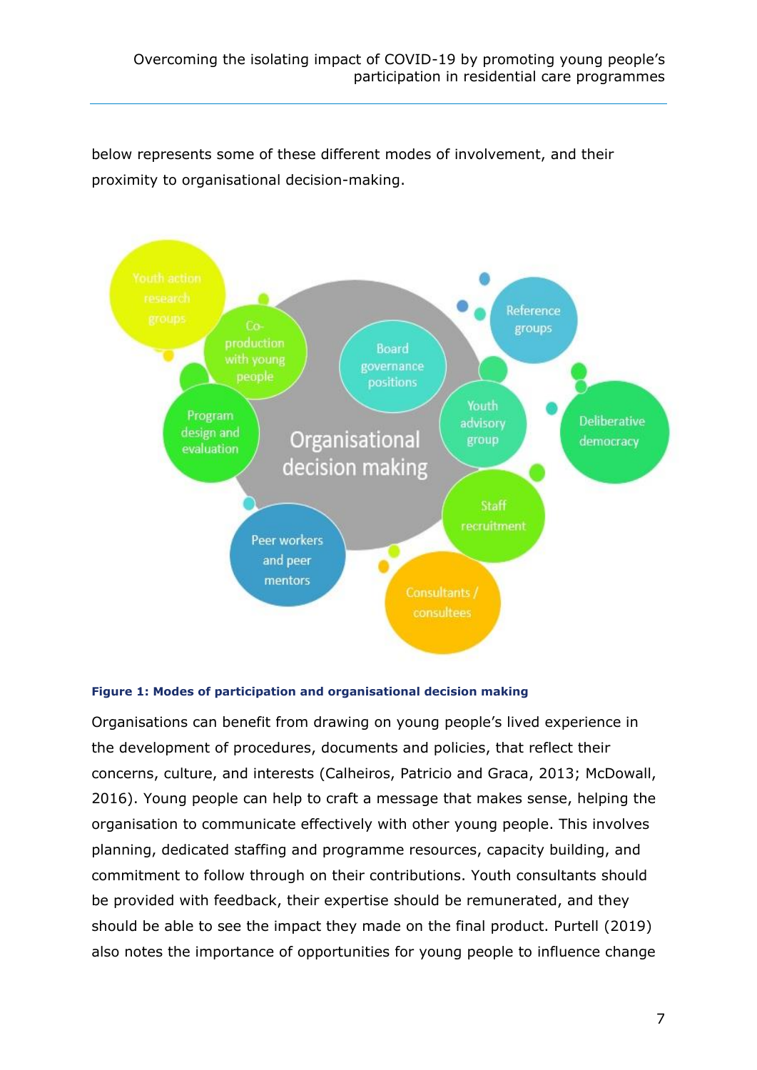below represents some of these different modes of involvement, and their proximity to organisational decision-making.

**Figure 1: Modes of participation and organisational decision making**

Organisations can benefit from drawing on young people's lived experience in the development of procedures, documents and policies, that reflect their concerns, culture, and interests (Calheiros, Patricio and Graca, 2013; McDowall, 2016). Young people can help to craft a message that makes sense, helping the organisation to communicate effectively with other young people. This involves planning, dedicated staffing and programme resources, capacity building, and commitment to follow through on their contributions. Youth consultants should be provided with feedback, their expertise should be remunerated, and they should be able to see the impact they made on the final product. Purtell (2019) also notes the importance of opportunities for young people to influence change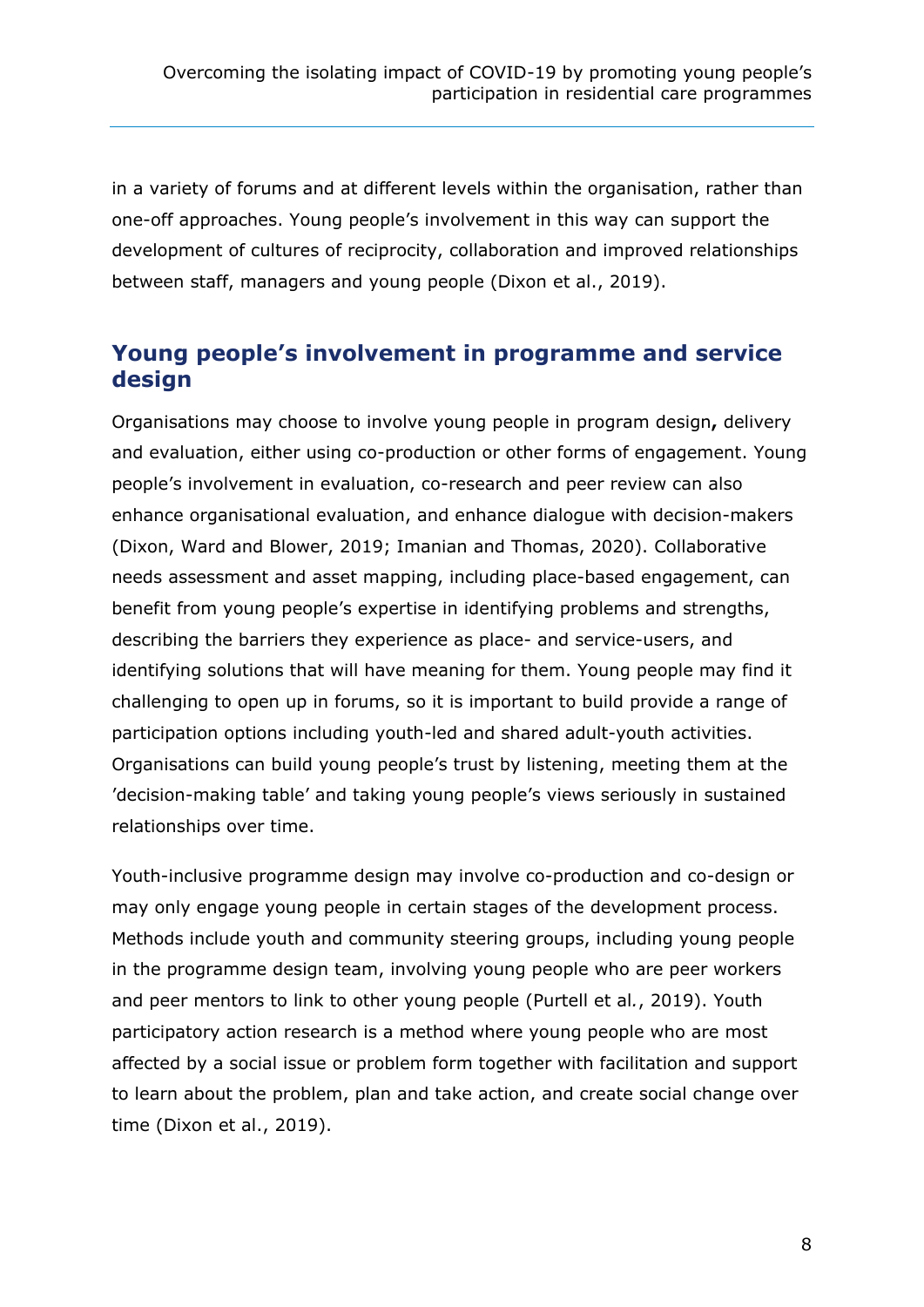in a variety of forums and at different levels within the organisation, rather than one-off approaches. Young people's involvement in this way can support the development of cultures of reciprocity, collaboration and improved relationships between staff, managers and young people (Dixon et al., 2019).

## Young people's involvement in programme and service design

Organisations may choose to involve young people in program design**,** delivery and evaluation, either using co-production or other forms of engagement. Young people's involvement in evaluation, co-research and peer review can also enhance organisational evaluation, and enhance dialogue with decision-makers (Dixon, Ward and Blower, 2019; Imanian and Thomas, 2020). Collaborative needs assessment and asset mapping, including place-based engagement, can benefit from young people's expertise in identifying problems and strengths, describing the barriers they experience as place- and service-users, and identifying solutions that will have meaning for them. Young people may find it challenging to open up in forums, so it is important to build provide a range of participation options including youth-led and shared adult-youth activities. Organisations can build young people's trust by listening, meeting them at the 'decision-making table' and taking young people's views seriously in sustained relationships over time.

Youth-inclusive programme design may involve co-production and co-design or may only engage young people in certain stages of the development process. Methods include youth and community steering groups, including young people in the programme design team, involving young people who are peer workers and peer mentors to link to other young people (Purtell et al*.*, 2019). Youth participatory action research is a method where young people who are most affected by a social issue or problem form together with facilitation and support to learn about the problem, plan and take action, and create social change over time (Dixon et al., 2019).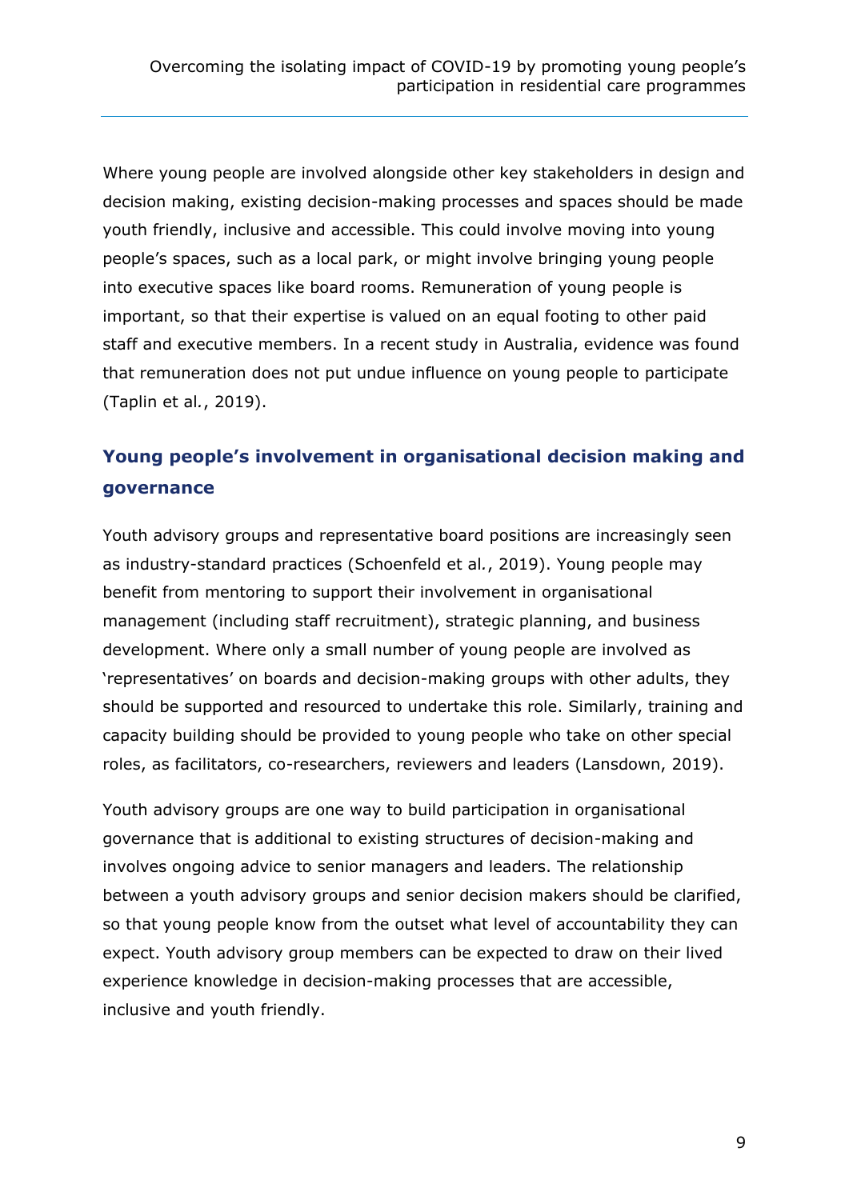Where young people are involved alongside other key stakeholders in design and decision making, existing decision-making processes and spaces should be made youth friendly, inclusive and accessible. This could involve moving into young people's spaces, such as a local park, or might involve bringing young people into executive spaces like board rooms. Remuneration of young people is important, so that their expertise is valued on an equal footing to other paid staff and executive members. In a recent study in Australia, evidence was found that remuneration does not put undue influence on young people to participate (Taplin et al*.*, 2019).

## Young people's involvement in organisational decision making and governance

Youth advisory groups and representative board positions are increasingly seen as industry-standard practices (Schoenfeld et al*.*, 2019). Young people may benefit from mentoring to support their involvement in organisational management (including staff recruitment), strategic planning, and business development. Where only a small number of young people are involved as 'representatives' on boards and decision-making groups with other adults, they should be supported and resourced to undertake this role. Similarly, training and capacity building should be provided to young people who take on other special roles, as facilitators, co-researchers, reviewers and leaders (Lansdown, 2019).

Youth advisory groups are one way to build participation in organisational governance that is additional to existing structures of decision-making and involves ongoing advice to senior managers and leaders. The relationship between a youth advisory groups and senior decision makers should be clarified, so that young people know from the outset what level of accountability they can expect. Youth advisory group members can be expected to draw on their lived experience knowledge in decision-making processes that are accessible, inclusive and youth friendly.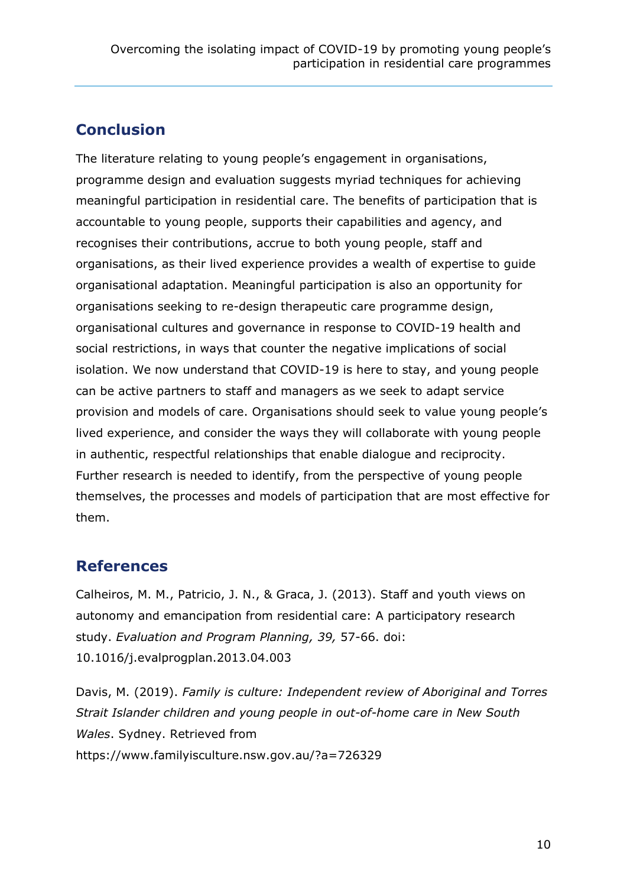## Conclusion

The literature relating to young people's engagement in organisations, programme design and evaluation suggests myriad techniques for achieving meaningful participation in residential care. The benefits of participation that is accountable to young people, supports their capabilities and agency, and recognises their contributions, accrue to both young people, staff and organisations, as their lived experience provides a wealth of expertise to guide organisational adaptation. Meaningful participation is also an opportunity for organisations seeking to re-design therapeutic care programme design, organisational cultures and governance in response to COVID-19 health and social restrictions, in ways that counter the negative implications of social isolation. We now understand that COVID-19 is here to stay, and young people can be active partners to staff and managers as we seek to adapt service provision and models of care. Organisations should seek to value young people's lived experience, and consider the ways they will collaborate with young people in authentic, respectful relationships that enable dialogue and reciprocity. Further research is needed to identify, from the perspective of young people themselves, the processes and models of participation that are most effective for them.

## References

Calheiros, M. M., Patricio, J. N., & Graca, J. (2013). Staff and youth views on autonomy and emancipation from residential care: A participatory research study. *Evaluation and Program Planning, 39,* 57-66. doi: 10.1016/j.evalprogplan.2013.04.003

Davis, M. (2019). *Family is culture: Independent review of Aboriginal and Torres Strait Islander children and young people in out-of-home care in New South Wales*. Sydney. Retrieved from https://www.familyisculture.nsw.gov.au/?a=726329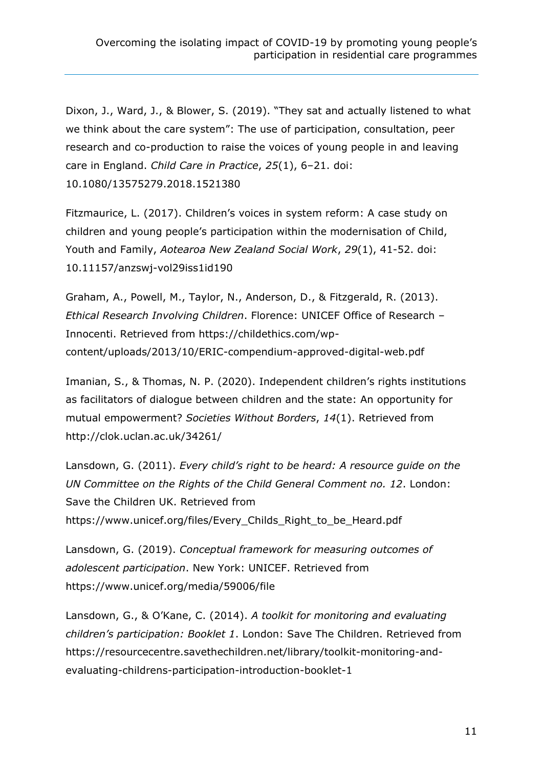Dixon, J., Ward, J., & Blower, S. (2019). "They sat and actually listened to what we think about the care system": The use of participation, consultation, peer research and co-production to raise the voices of young people in and leaving care in England. *Child Care in Practice*, *25*(1), 6–21. doi: 10.1080/13575279.2018.1521380

Fitzmaurice, L. (2017). Children's voices in system reform: A case study on children and young people's participation within the modernisation of Child, Youth and Family, *Aotearoa New Zealand Social Work*, *29*(1), 41-52. doi: 10.11157/anzswj-vol29iss1id190

Graham, A., Powell, M., Taylor, N., Anderson, D., & Fitzgerald, R. (2013). *Ethical Research Involving Children*. Florence: UNICEF Office of Research – Innocenti. Retrieved from https://childethics.com/wp-content/uploads/2013/10/ERIC-compendium-approved-digital-web.pdf

Imanian, S., & Thomas, N. P. (2020). Independent children's rights institutions as facilitators of dialogue between children and the state: An opportunity for mutual empowerment? *Societies Without Borders*, *14*(1). Retrieved from http://clok.uclan.ac.uk/34261/

Lansdown, G. (2011). *Every child's right to be heard: A resource guide on the UN Committee on the Rights of the Child General Comment no. 12*. London: Save the Children UK. Retrieved from https://www.unicef.org/files/Every_Childs_Right_to_be_Heard.pdf

Lansdown, G. (2019). *Conceptual framework for measuring outcomes of adolescent participation*. New York: UNICEF. Retrieved from https://www.unicef.org/media/59006/file

Lansdown, G., & O'Kane, C. (2014). *A toolkit for monitoring and evaluating children's participation: Booklet 1*. London: Save The Children. Retrieved from https://resourcecentre.savethechildren.net/library/toolkit-monitoring-and-evaluating-childrens-participation-introduction-booklet-1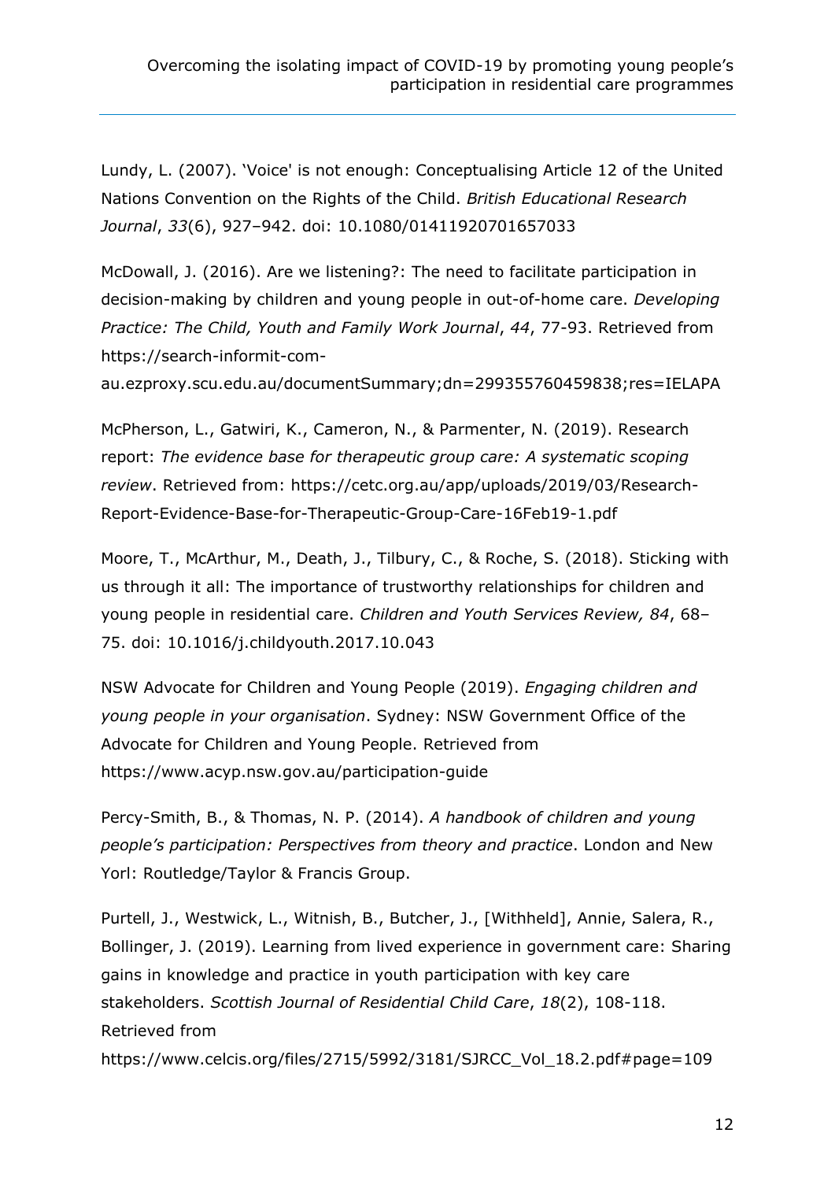Lundy, L. (2007). 'Voice' is not enough: Conceptualising Article 12 of the United Nations Convention on the Rights of the Child. *British Educational Research Journal*, *33*(6), 927–942. doi: 10.1080/01411920701657033

McDowall, J. (2016). Are we listening?: The need to facilitate participation in decision-making by children and young people in out-of-home care. *Developing Practice: The Child, Youth and Family Work Journal*, *44*, 77-93. Retrieved from https://search-informit-com-au.ezproxy.scu.edu.au/documentSummary;dn=299355760459838;res=IELAPA

McPherson, L., Gatwiri, K., Cameron, N., & Parmenter, N. (2019). Research report: *The evidence base for therapeutic group care: A systematic scoping review*. Retrieved from: https://cetc.org.au/app/uploads/2019/03/Research-Report-Evidence-Base-for-Therapeutic-Group-Care-16Feb19-1.pdf

Moore, T., McArthur, M., Death, J., Tilbury, C., & Roche, S. (2018). Sticking with us through it all: The importance of trustworthy relationships for children and young people in residential care. *Children and Youth Services Review, 84*, 68–75. doi: 10.1016/j.childyouth.2017.10.043

NSW Advocate for Children and Young People (2019). *Engaging children and young people in your organisation*. Sydney: NSW Government Office of the Advocate for Children and Young People. Retrieved from https://www.acyp.nsw.gov.au/participation-guide

Percy-Smith, B., & Thomas, N. P. (2014). *A handbook of children and young people's participation: Perspectives from theory and practice*. London and New Yorl: Routledge/Taylor & Francis Group.

Purtell, J., Westwick, L., Witnish, B., Butcher, J., [Withheld], Annie, Salera, R., Bollinger, J. (2019). Learning from lived experience in government care: Sharing gains in knowledge and practice in youth participation with key care stakeholders. *Scottish Journal of Residential Child Care*, *18*(2), 108-118. Retrieved from https://www.celcis.org/files/2715/5992/3181/SJRCC_Vol_18.2.pdf#page=109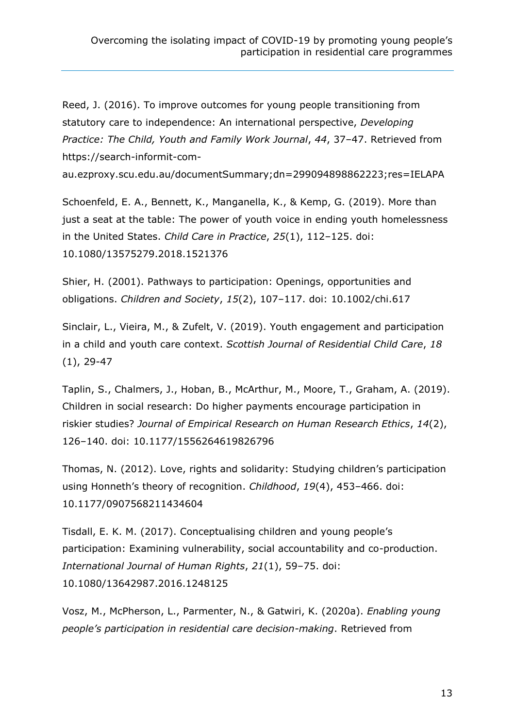Reed, J. (2016). To improve outcomes for young people transitioning from statutory care to independence: An international perspective, *Developing Practice: The Child, Youth and Family Work Journal*, *44*, 37–47. Retrieved from https://search-informit-com-au.ezproxy.scu.edu.au/documentSummary;dn=299094898862223;res=IELAPA

Schoenfeld, E. A., Bennett, K., Manganella, K., & Kemp, G. (2019). More than just a seat at the table: The power of youth voice in ending youth homelessness in the United States. *Child Care in Practice*, *25*(1), 112–125. doi: 10.1080/13575279.2018.1521376

Shier, H. (2001). Pathways to participation: Openings, opportunities and obligations. *Children and Society*, *15*(2), 107–117. doi: 10.1002/chi.617

Sinclair, L., Vieira, M., & Zufelt, V. (2019). Youth engagement and participation in a child and youth care context. *Scottish Journal of Residential Child Care*, *18* (1), 29-47

Taplin, S., Chalmers, J., Hoban, B., McArthur, M., Moore, T., Graham, A. (2019). Children in social research: Do higher payments encourage participation in riskier studies? *Journal of Empirical Research on Human Research Ethics*, *14*(2), 126–140. doi: 10.1177/1556264619826796

Thomas, N. (2012). Love, rights and solidarity: Studying children's participation using Honneth's theory of recognition. *Childhood*, *19*(4), 453–466. doi: 10.1177/0907568211434604

Tisdall, E. K. M. (2017). Conceptualising children and young people's participation: Examining vulnerability, social accountability and co-production. *International Journal of Human Rights*, *21*(1), 59–75. doi: 10.1080/13642987.2016.1248125

Vosz, M., McPherson, L., Parmenter, N., & Gatwiri, K. (2020a). *Enabling young people's participation in residential care decision-making*. Retrieved from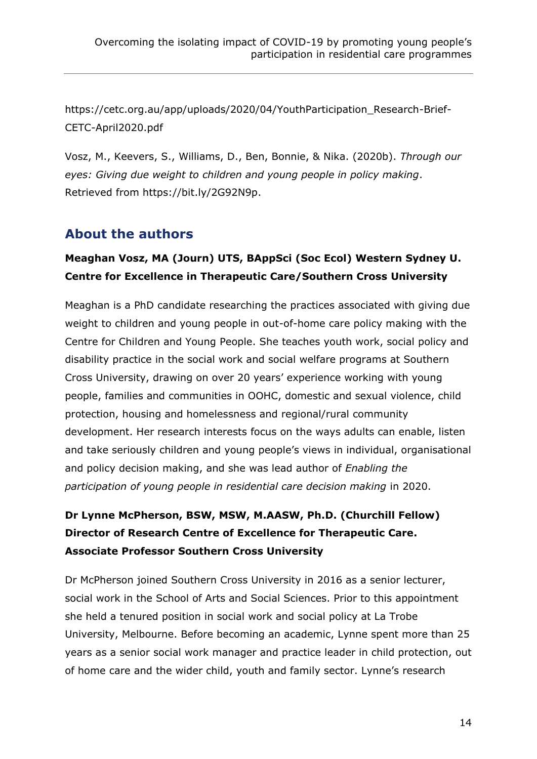https://cetc.org.au/app/uploads/2020/04/YouthParticipation_Research-Brief-CETC-April2020.pdf

Vosz, M., Keevers, S., Williams, D., Ben, Bonnie, & Nika. (2020b). *Through our eyes: Giving due weight to children and young people in policy making*. Retrieved from https://bit.ly/2G92N9p.

## About the authors

**Meaghan Vosz, MA (Journ) UTS, BAppSci (Soc Ecol) Western Sydney U. Centre for Excellence in Therapeutic Care/Southern Cross University**

Meaghan is a PhD candidate researching the practices associated with giving due weight to children and young people in out-of-home care policy making with the Centre for Children and Young People. She teaches youth work, social policy and disability practice in the social work and social welfare programs at Southern Cross University, drawing on over 20 years' experience working with young people, families and communities in OOHC, domestic and sexual violence, child protection, housing and homelessness and regional/rural community development. Her research interests focus on the ways adults can enable, listen and take seriously children and young people's views in individual, organisational and policy decision making, and she was lead author of *Enabling the participation of young people in residential care decision making* in 2020.

**Dr Lynne McPherson, BSW, MSW, M.AASW, Ph.D. (Churchill Fellow) Director of Research Centre of Excellence for Therapeutic Care. Associate Professor Southern Cross University**

Dr McPherson joined Southern Cross University in 2016 as a senior lecturer, social work in the School of Arts and Social Sciences. Prior to this appointment she held a tenured position in social work and social policy at La Trobe University, Melbourne. Before becoming an academic, Lynne spent more than 25 years as a senior social work manager and practice leader in child protection, out of home care and the wider child, youth and family sector. Lynne's research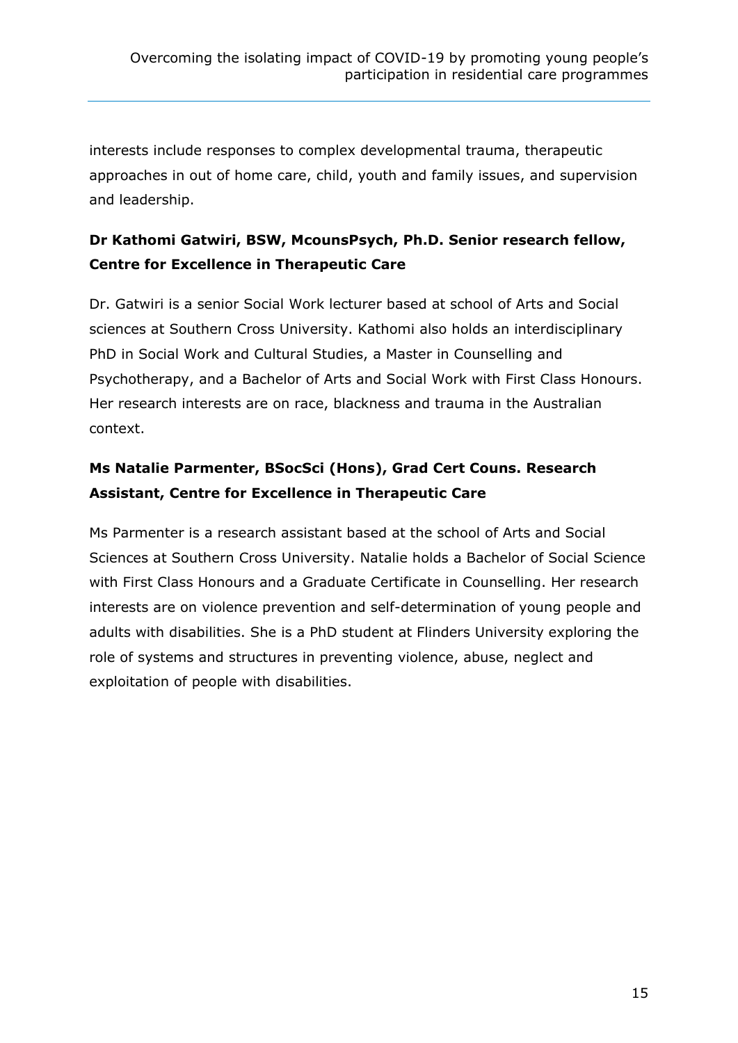interests include responses to complex developmental trauma, therapeutic approaches in out of home care, child, youth and family issues, and supervision and leadership.

**Dr Kathomi Gatwiri, BSW, McounsPsych, Ph.D. Senior research fellow, Centre for Excellence in Therapeutic Care**

Dr. Gatwiri is a senior Social Work lecturer based at school of Arts and Social sciences at Southern Cross University. Kathomi also holds an interdisciplinary PhD in Social Work and Cultural Studies, a Master in Counselling and Psychotherapy, and a Bachelor of Arts and Social Work with First Class Honours. Her research interests are on race, blackness and trauma in the Australian context.

**Ms Natalie Parmenter, BSocSci (Hons), Grad Cert Couns. Research Assistant, Centre for Excellence in Therapeutic Care**

Ms Parmenter is a research assistant based at the school of Arts and Social Sciences at Southern Cross University. Natalie holds a Bachelor of Social Science with First Class Honours and a Graduate Certificate in Counselling. Her research interests are on violence prevention and self-determination of young people and adults with disabilities. She is a PhD student at Flinders University exploring the role of systems and structures in preventing violence, abuse, neglect and exploitation of people with disabilities.